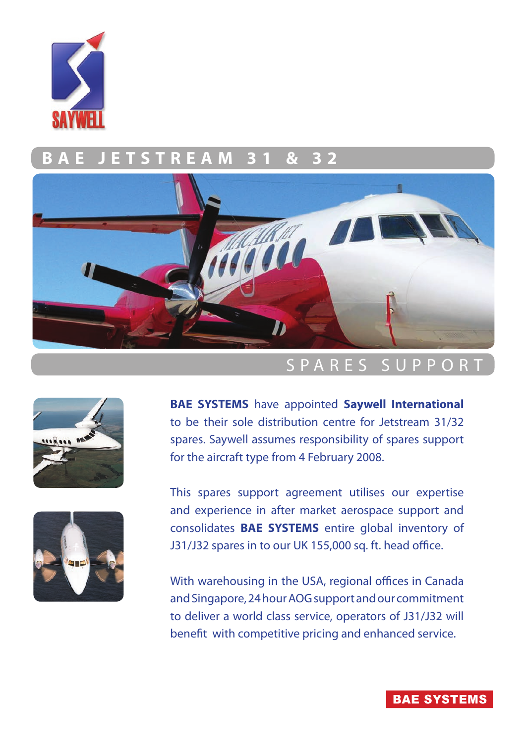SAYWELL

# BAE JETSTREAM 31 & 32

## SPARES SUPPORT

**BAE SYSTEMS** have appointed **Saywell International** to be their sole distribution centre for Jetstream 31/32 spares. Saywell assumes responsibility of spares support for the aircraft type from 4 February 2008.

This spares support agreement utilises our expertise and experience in after market aerospace support and consolidates **BAE SYSTEMS** entire global inventory of J31/J32 spares in to our UK 155,000 sq. ft. head office.

With warehousing in the USA, regional offices in Canada and Singapore, 24 hour AOG support and our commitment to deliver a world class service, operators of J31/J32 will benefit with competitive pricing and enhanced service.

BAE SYSTEMS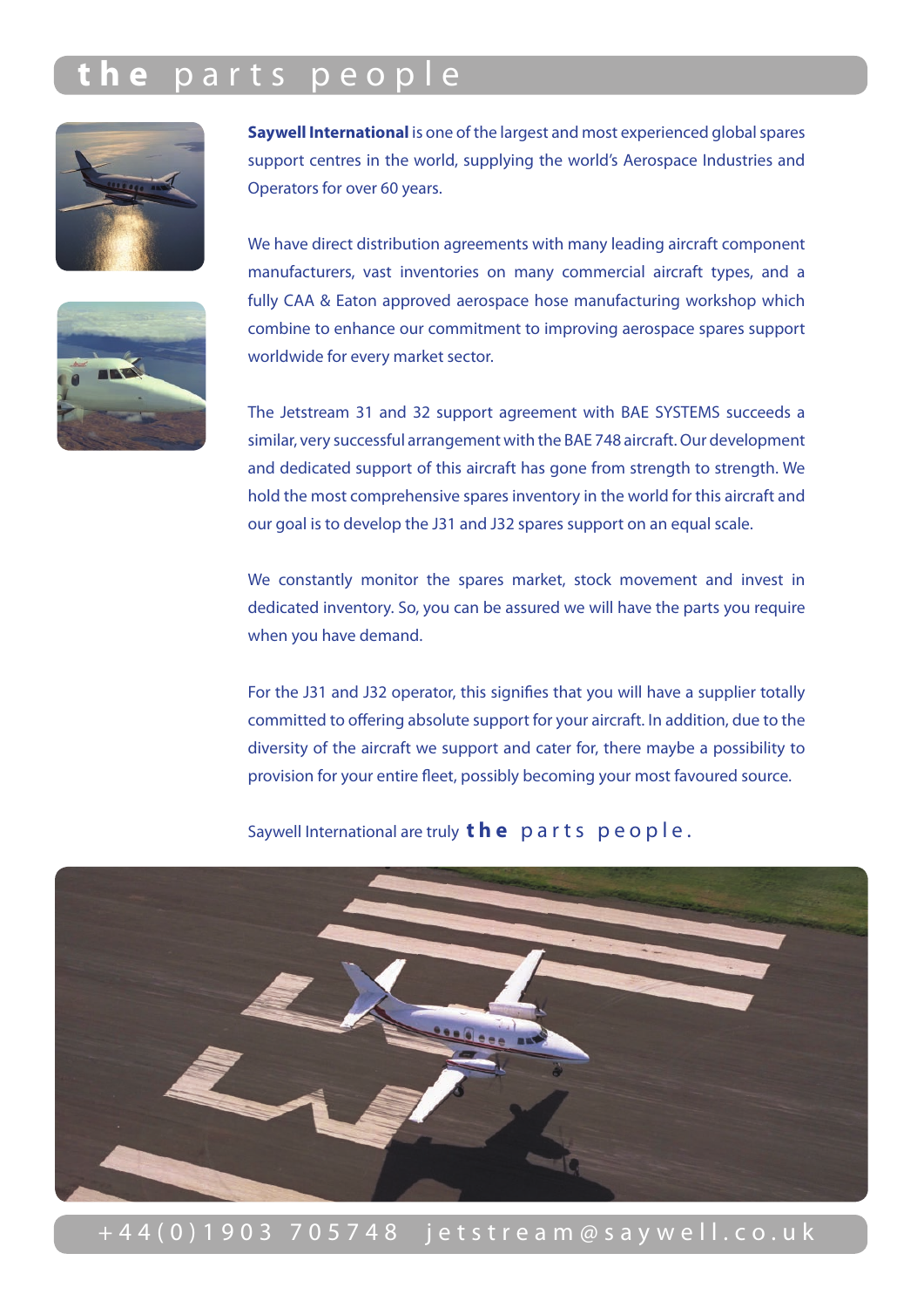# the parts people

**Saywell International** is one of the largest and most experienced global spares support centres in the world, supplying the world's Aerospace Industries and Operators for over 60 years.

We have direct distribution agreements with many leading aircraft component manufacturers, vast inventories on many commercial aircraft types, and a fully CAA & Eaton approved aerospace hose manufacturing workshop which combine to enhance our commitment to improving aerospace spares support worldwide for every market sector.

The Jetstream 31 and 32 support agreement with BAE SYSTEMS succeeds a similar, very successful arrangement with the BAE 748 aircraft. Our development and dedicated support of this aircraft has gone from strength to strength. We hold the most comprehensive spares inventory in the world for this aircraft and our goal is to develop the J31 and J32 spares support on an equal scale.

We constantly monitor the spares market, stock movement and invest in dedicated inventory. So, you can be assured we will have the parts you require when you have demand.

For the J31 and J32 operator, this signifies that you will have a supplier totally committed to offering absolute support for your aircraft. In addition, due to the diversity of the aircraft we support and cater for, there maybe a possibility to provision for your entire fleet, possibly becoming your most favoured source.

Saywell International are truly **the** parts people.

+44(0)1903 705748 jetstream@saywell.co.uk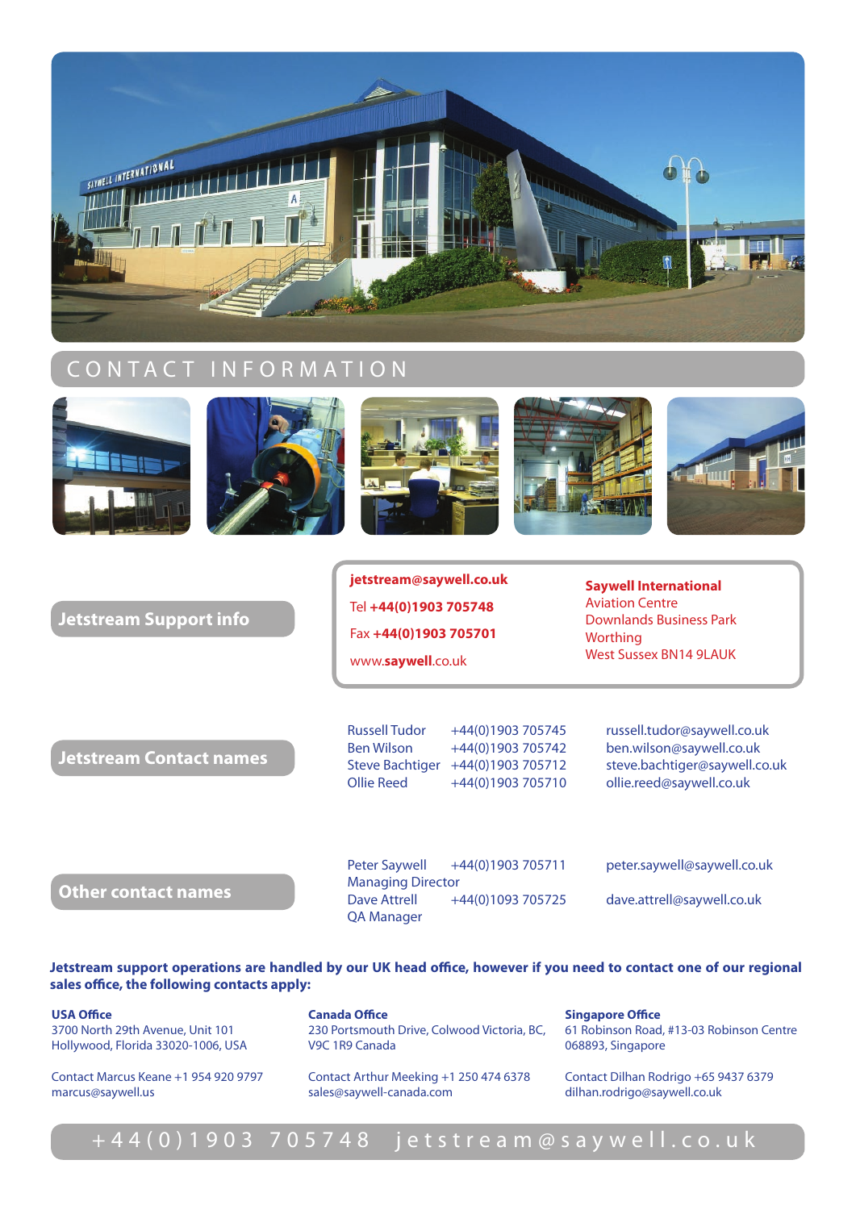# CONTACT INFORMATION

## Jetstream Support info

jetstream@saywell.co.uk
Tel **+44(0)1903 705748**
Fax **+44(0)1903 705701**
www.**saywell**.co.uk

**Saywell International**
Aviation Centre
Downlands Business Park
Worthing
West Sussex BN14 9LAUK

## Jetstream Contact names

| | | |
|---|---|---|
| Russell Tudor | +44(0)1903 705745 | russell.tudor@saywell.co.uk |
| Ben Wilson | +44(0)1903 705742 | ben.wilson@saywell.co.uk |
| Steve Bachtiger | +44(0)1903 705712 | steve.bachtiger@saywell.co.uk |
| Ollie Reed | +44(0)1903 705710 | ollie.reed@saywell.co.uk |

## Other contact names

| | | |
|---|---|---|
| Peter Saywell<br>Managing Director | +44(0)1903 705711 | peter.saywell@saywell.co.uk |
| Dave Attrell<br>QA Manager | +44(0)1093 705725 | dave.attrell@saywell.co.uk |

**Jetstream support operations are handled by our UK head office, however if you need to contact one of our regional sales office, the following contacts apply:**

**USA Office**
3700 North 29th Avenue, Unit 101
Hollywood, Florida 33020-1006, USA

Contact Marcus Keane +1 954 920 9797
marcus@saywell.us

**Canada Office**
230 Portsmouth Drive, Colwood Victoria, BC,
V9C 1R9 Canada

Contact Arthur Meeking +1 250 474 6378
sales@saywell-canada.com

**Singapore Office**
61 Robinson Road, #13-03 Robinson Centre
068893, Singapore

Contact Dilhan Rodrigo +65 9437 6379
dilhan.rodrigo@saywell.co.uk

+44(0)1903 705748 jetstream@saywell.co.uk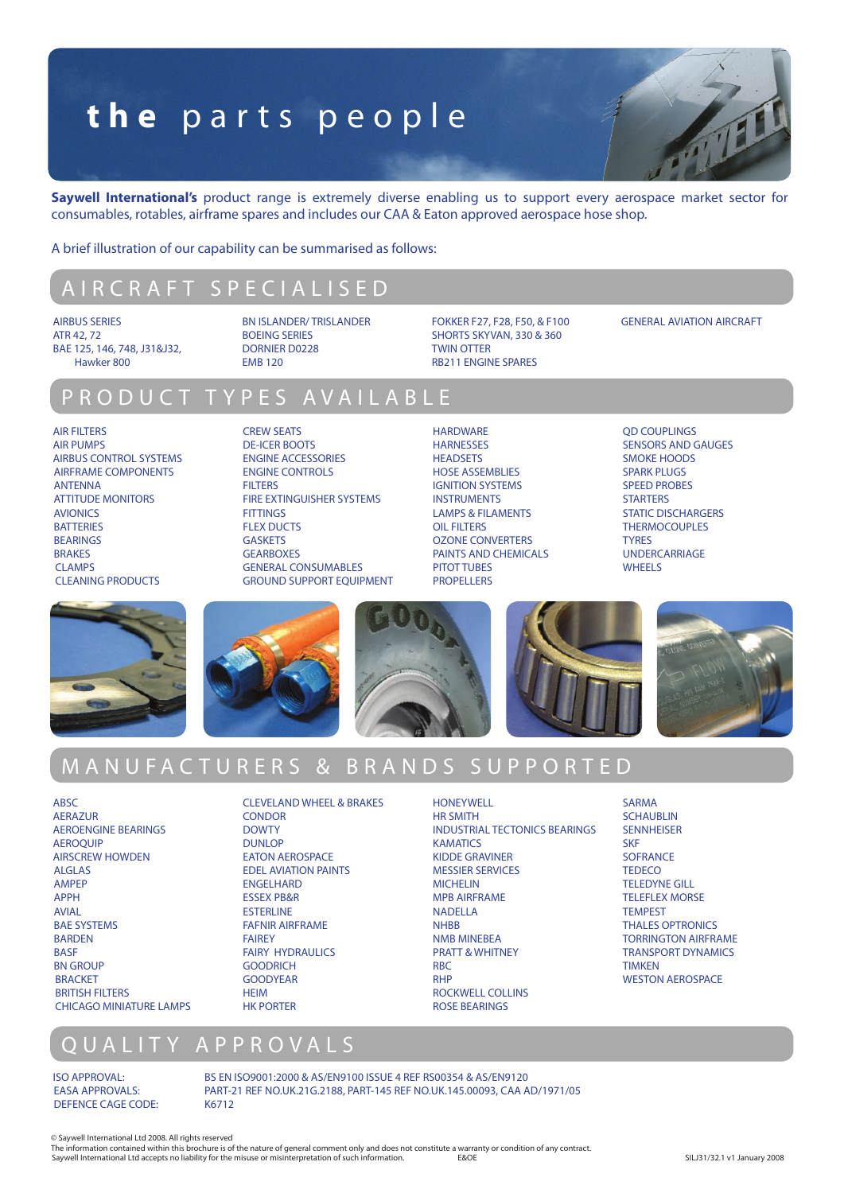# the parts people

**Saywell International's** product range is extremely diverse enabling us to support every aerospace market sector for consumables, rotables, airframe spares and includes our CAA & Eaton approved aerospace hose shop.

A brief illustration of our capability can be summarised as follows:

## AIRCRAFT SPECIALISED

- AIRBUS SERIES
- ATR 42, 72
- BAE 125, 146, 748, J31&J32, Hawker 800
- BN ISLANDER/ TRISLANDER
- BOEING SERIES
- DORNIER D0228
- EMB 120
- FOKKER F27, F28, F50, & F100
- SHORTS SKYVAN, 330 & 360
- TWIN OTTER
- RB211 ENGINE SPARES
- GENERAL AVIATION AIRCRAFT

## PRODUCT TYPES AVAILABLE

- AIR FILTERS
- AIR PUMPS
- AIRBUS CONTROL SYSTEMS
- AIRFRAME COMPONENTS
- ANTENNA
- ATTITUDE MONITORS
- AVIONICS
- BATTERIES
- BEARINGS
- BRAKES
- CLAMPS
- CLEANING PRODUCTS
- CREW SEATS
- DE-ICER BOOTS
- ENGINE ACCESSORIES
- ENGINE CONTROLS
- FILTERS
- FIRE EXTINGUISHER SYSTEMS
- FITTINGS
- FLEX DUCTS
- GASKETS
- GEARBOXES
- GENERAL CONSUMABLES
- GROUND SUPPORT EQUIPMENT
- HARDWARE
- HARNESSES
- HEADSETS
- HOSE ASSEMBLIES
- IGNITION SYSTEMS
- INSTRUMENTS
- LAMPS & FILAMENTS
- OIL FILTERS
- OZONE CONVERTERS
- PAINTS AND CHEMICALS
- PITOT TUBES
- PROPELLERS
- QD COUPLINGS
- SENSORS AND GAUGES
- SMOKE HOODS
- SPARK PLUGS
- SPEED PROBES
- STARTERS
- STATIC DISCHARGERS
- THERMOCOUPLES
- TYRES
- UNDERCARRIAGE
- WHEELS

## MANUFACTURERS & BRANDS SUPPORTED

- ABSC
- AERAZUR
- AEROENGINE BEARINGS
- AEROQUIP
- AIRSCREW HOWDEN
- ALGLAS
- AMPEP
- APPH
- AVIAL
- BAE SYSTEMS
- BARDEN
- BASF
- BN GROUP
- BRACKET
- BRITISH FILTERS
- CHICAGO MINIATURE LAMPS
- CLEVELAND WHEEL & BRAKES
- CONDOR
- DOWTY
- DUNLOP
- EATON AEROSPACE
- EDEL AVIATION PAINTS
- ENGELHARD
- ESSEX PB&R
- ESTERLINE
- FAFNIR AIRFRAME
- FAIREY
- FAIRY HYDRAULICS
- GOODRICH
- GOODYEAR
- HEIM
- HK PORTER
- HONEYWELL
- HR SMITH
- INDUSTRIAL TECTONICS BEARINGS
- KAMATICS
- KIDDE GRAVINER
- MESSIER SERVICES
- MICHELIN
- MPB AIRFRAME
- NADELLA
- NHBB
- NMB MINEBEA
- PRATT & WHITNEY
- RBC
- RHP
- ROCKWELL COLLINS
- ROSE BEARINGS
- SARMA
- SCHAUBLIN
- SENNHEISER
- SKF
- SOFRANCE
- TEDECO
- TELEDYNE GILL
- TELEFLEX MORSE
- TEMPEST
- THALES OPTRONICS
- TORRINGTON AIRFRAME
- TRANSPORT DYNAMICS
- TIMKEN
- WESTON AEROSPACE

## QUALITY APPROVALS

| | |
|---|---|
| ISO APPROVAL: | BS EN ISO9001:2000 & AS/EN9100 ISSUE 4 REF RS00354 & AS/EN9120 |
| EASA APPROVALS: | PART-21 REF NO.UK.21G.2188, PART-145 REF NO.UK.145.00093, CAA AD/1971/05 |
| DEFENCE CAGE CODE: | K6712 |

© Saywell International Ltd 2008. All rights reserved
The information contained within this brochure is of the nature of general comment only and does not constitute a warranty or condition of any contract.
Saywell International Ltd accepts no liability for the misuse or misinterpretation of such information. E&OE

SILJ31/32.1 v1 January 2008